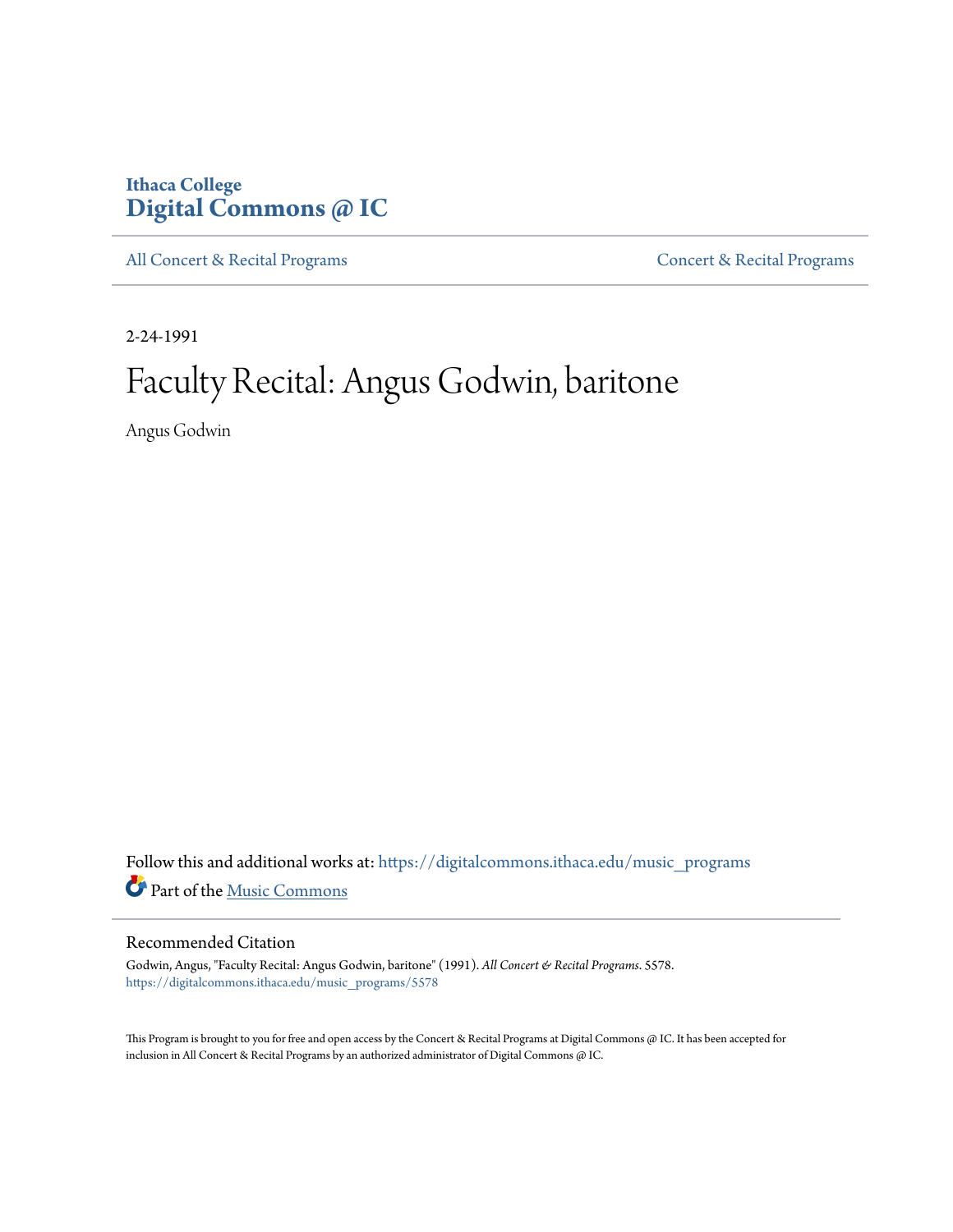Ithaca College
**Digital Commons @ IC**

All Concert & Recital Programs | Concert & Recital Programs

2-24-1991

# Faculty Recital: Angus Godwin, baritone

Angus Godwin

Follow this and additional works at: https://digitalcommons.ithaca.edu/music_programs

Part of the Music Commons

## Recommended Citation

Godwin, Angus, "Faculty Recital: Angus Godwin, baritone" (1991). *All Concert & Recital Programs*. 5578.
https://digitalcommons.ithaca.edu/music_programs/5578

This Program is brought to you for free and open access by the Concert & Recital Programs at Digital Commons @ IC. It has been accepted for inclusion in All Concert & Recital Programs by an authorized administrator of Digital Commons @ IC.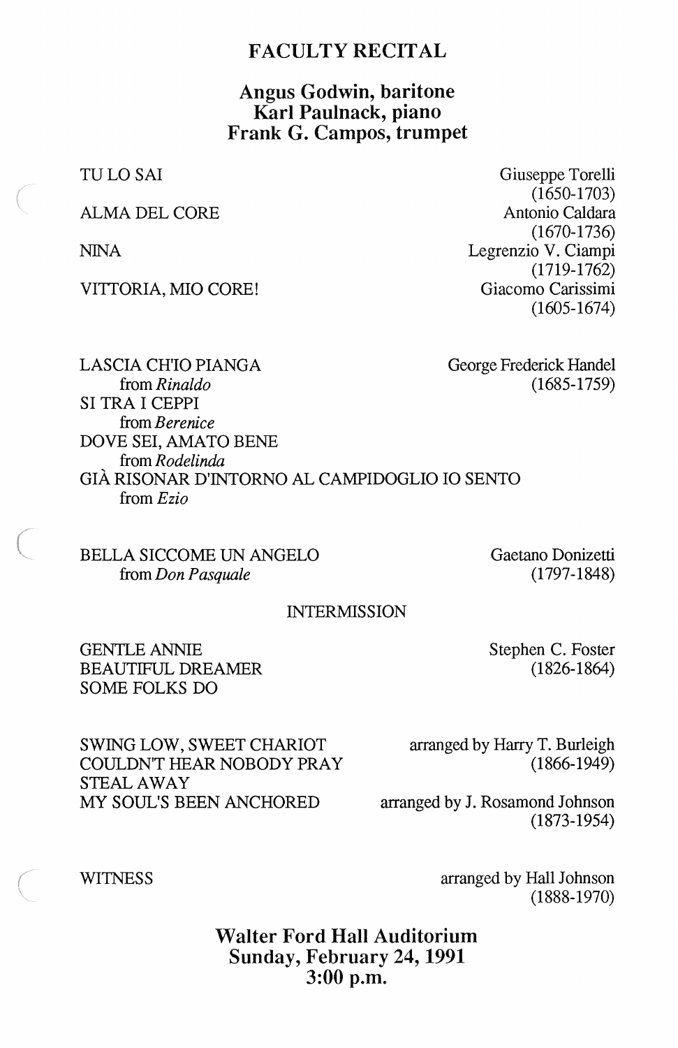## FACULTY RECITAL

### Angus Godwin, baritone
### Karl Paulnack, piano
### Frank G. Campos, trumpet

TU LO SAI — Giuseppe Torelli (1650-1703)

ALMA DEL CORE — Antonio Caldara (1670-1736)

NINA — Legrenzio V. Ciampi (1719-1762)

VITTORIA, MIO CORE! — Giacomo Carissimi (1605-1674)

LASCIA CH'IO PIANGA — George Frederick Handel (1685-1759)
from *Rinaldo*

SI TRA I CEPPI
from *Berenice*

DOVE SEI, AMATO BENE
from *Rodelinda*

GIÀ RISONAR D'INTORNO AL CAMPIDOGLIO IO SENTO
from *Ezio*

BELLA SICCOME UN ANGELO — Gaetano Donizetti (1797-1848)
from *Don Pasquale*

INTERMISSION

GENTLE ANNIE — Stephen C. Foster (1826-1864)
BEAUTIFUL DREAMER
SOME FOLKS DO

SWING LOW, SWEET CHARIOT — arranged by Harry T. Burleigh (1866-1949)
COULDN'T HEAR NOBODY PRAY
STEAL AWAY

MY SOUL'S BEEN ANCHORED — arranged by J. Rosamond Johnson (1873-1954)

WITNESS — arranged by Hall Johnson (1888-1970)

**Walter Ford Hall Auditorium**
**Sunday, February 24, 1991**
**3:00 p.m.**